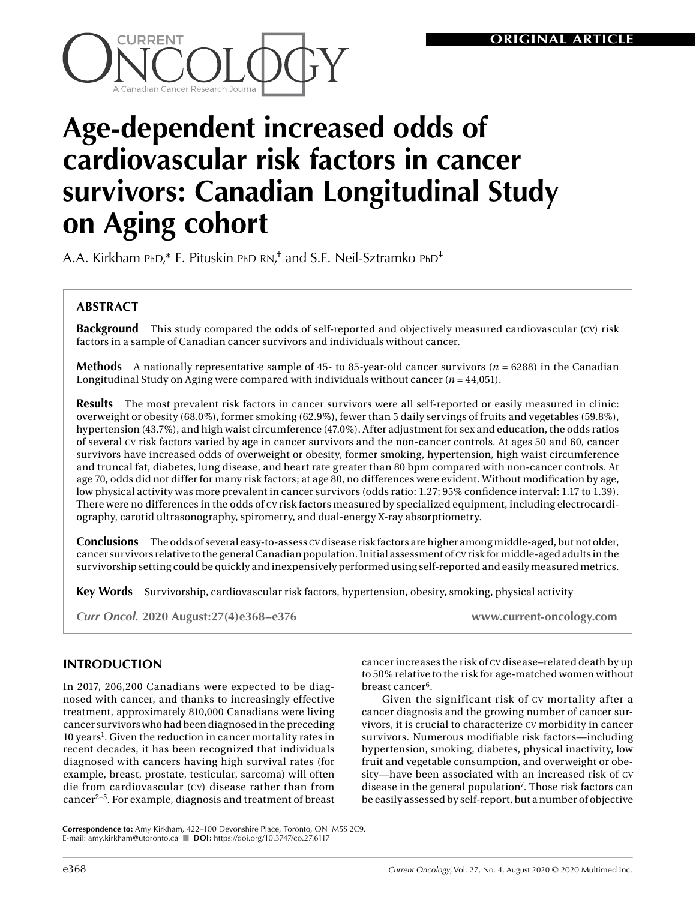ORIGINAL ARTICLE

# Age-dependent increased odds of cardiovascular risk factors in cancer survivors: Canadian Longitudinal Study on Aging cohort

A.A. Kirkham PhD,* E. Pituskin PhD RN,† and S.E. Neil-Sztramko PhD‡

## ABSTRACT

**Background** This study compared the odds of self-reported and objectively measured cardiovascular (CV) risk factors in a sample of Canadian cancer survivors and individuals without cancer.

**Methods** A nationally representative sample of 45- to 85-year-old cancer survivors (*n* = 6288) in the Canadian Longitudinal Study on Aging were compared with individuals without cancer (*n* = 44,051).

**Results** The most prevalent risk factors in cancer survivors were all self-reported or easily measured in clinic: overweight or obesity (68.0%), former smoking (62.9%), fewer than 5 daily servings of fruits and vegetables (59.8%), hypertension (43.7%), and high waist circumference (47.0%). After adjustment for sex and education, the odds ratios of several CV risk factors varied by age in cancer survivors and the non-cancer controls. At ages 50 and 60, cancer survivors have increased odds of overweight or obesity, former smoking, hypertension, high waist circumference and truncal fat, diabetes, lung disease, and heart rate greater than 80 bpm compared with non-cancer controls. At age 70, odds did not differ for many risk factors; at age 80, no differences were evident. Without modification by age, low physical activity was more prevalent in cancer survivors (odds ratio: 1.27; 95% confidence interval: 1.17 to 1.39). There were no differences in the odds of CV risk factors measured by specialized equipment, including electrocardiography, carotid ultrasonography, spirometry, and dual-energy X-ray absorptiometry.

**Conclusions** The odds of several easy-to-assess CV disease risk factors are higher among middle-aged, but not older, cancer survivors relative to the general Canadian population. Initial assessment of CV risk for middle-aged adults in the survivorship setting could be quickly and inexpensively performed using self-reported and easily measured metrics.

**Key Words** Survivorship, cardiovascular risk factors, hypertension, obesity, smoking, physical activity

*Curr Oncol.* **2020 August:27(4)e368–e376** **www.current-oncology.com**

## INTRODUCTION

In 2017, 206,200 Canadians were expected to be diagnosed with cancer, and thanks to increasingly effective treatment, approximately 810,000 Canadians were living cancer survivors who had been diagnosed in the preceding 10 years[1]. Given the reduction in cancer mortality rates in recent decades, it has been recognized that individuals diagnosed with cancers having high survival rates (for example, breast, prostate, testicular, sarcoma) will often die from cardiovascular (CV) disease rather than from cancer[2–5]. For example, diagnosis and treatment of breast cancer increases the risk of CV disease–related death by up to 50% relative to the risk for age-matched women without breast cancer[6].

Given the significant risk of CV mortality after a cancer diagnosis and the growing number of cancer survivors, it is crucial to characterize CV morbidity in cancer survivors. Numerous modifiable risk factors—including hypertension, smoking, diabetes, physical inactivity, low fruit and vegetable consumption, and overweight or obesity—have been associated with an increased risk of CV disease in the general population[7]. Those risk factors can be easily assessed by self-report, but a number of objective

**Correspondence to:** Amy Kirkham, 422–100 Devonshire Place, Toronto, ON M5S 2C9. E-mail: amy.kirkham@utoronto.ca ■ **DOI:** https://doi.org/10.3747/co.27.6117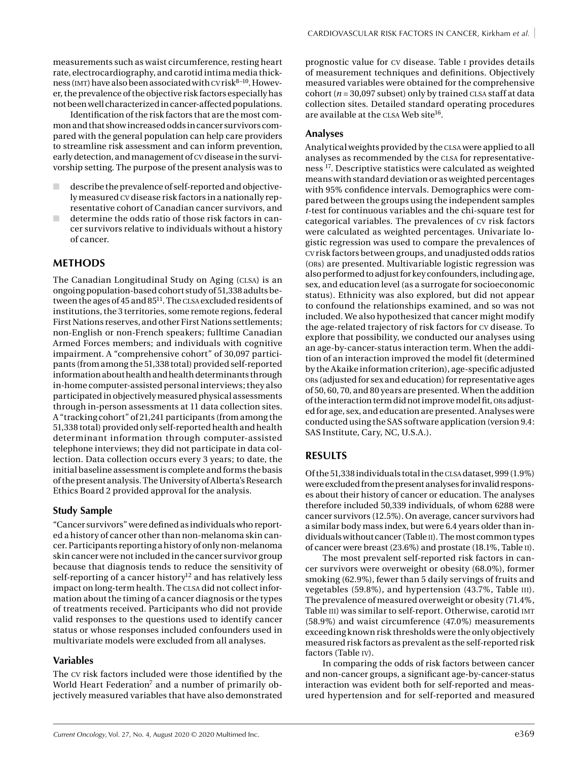measurements such as waist circumference, resting heart rate, electrocardiography, and carotid intima media thickness (IMT) have also been associated with CV risk[8–10]. However, the prevalence of the objective risk factors especially has not been well characterized in cancer-affected populations.

Identification of the risk factors that are the most common and that show increased odds in cancer survivors compared with the general population can help care providers to streamline risk assessment and can inform prevention, early detection, and management of CV disease in the survivorship setting. The purpose of the present analysis was to

- describe the prevalence of self-reported and objectively measured CV disease risk factors in a nationally representative cohort of Canadian cancer survivors, and
- determine the odds ratio of those risk factors in cancer survivors relative to individuals without a history of cancer.

## METHODS

The Canadian Longitudinal Study on Aging (CLSA) is an ongoing population-based cohort study of 51,338 adults between the ages of 45 and 85[11]. The CLSA excluded residents of institutions, the 3 territories, some remote regions, federal First Nations reserves, and other First Nations settlements; non-English or non-French speakers; fulltime Canadian Armed Forces members; and individuals with cognitive impairment. A "comprehensive cohort" of 30,097 participants (from among the 51,338 total) provided self-reported information about health and health determinants through in-home computer-assisted personal interviews; they also participated in objectively measured physical assessments through in-person assessments at 11 data collection sites. A "tracking cohort" of 21,241 participants (from among the 51,338 total) provided only self-reported health and health determinant information through computer-assisted telephone interviews; they did not participate in data collection. Data collection occurs every 3 years; to date, the initial baseline assessment is complete and forms the basis of the present analysis. The University of Alberta's Research Ethics Board 2 provided approval for the analysis.

### Study Sample

"Cancer survivors" were defined as individuals who reported a history of cancer other than non-melanoma skin cancer. Participants reporting a history of only non-melanoma skin cancer were not included in the cancer survivor group because that diagnosis tends to reduce the sensitivity of self-reporting of a cancer history[12] and has relatively less impact on long-term health. The CLSA did not collect information about the timing of a cancer diagnosis or the types of treatments received. Participants who did not provide valid responses to the questions used to identify cancer status or whose responses included confounders used in multivariate models were excluded from all analyses.

### Variables

The CV risk factors included were those identified by the World Heart Federation[7] and a number of primarily objectively measured variables that have also demonstrated prognostic value for CV disease. Table I provides details of measurement techniques and definitions. Objectively measured variables were obtained for the comprehensive cohort ($n = 30{,}097$ subset) only by trained CLSA staff at data collection sites. Detailed standard operating procedures are available at the CLSA Web site[16].

### Analyses

Analytical weights provided by the CLSA were applied to all analyses as recommended by the CLSA for representativeness [17]. Descriptive statistics were calculated as weighted means with standard deviation or as weighted percentages with 95% confidence intervals. Demographics were compared between the groups using the independent samples *t*-test for continuous variables and the chi-square test for categorical variables. The prevalences of CV risk factors were calculated as weighted percentages. Univariate logistic regression was used to compare the prevalences of CV risk factors between groups, and unadjusted odds ratios (ORs) are presented. Multivariable logistic regression was also performed to adjust for key confounders, including age, sex, and education level (as a surrogate for socioeconomic status). Ethnicity was also explored, but did not appear to confound the relationships examined, and so was not included. We also hypothesized that cancer might modify the age-related trajectory of risk factors for CV disease. To explore that possibility, we conducted our analyses using an age-by-cancer-status interaction term. When the addition of an interaction improved the model fit (determined by the Akaike information criterion), age-specific adjusted ORs (adjusted for sex and education) for representative ages of 50, 60, 70, and 80 years are presented. When the addition of the interaction term did not improve model fit, ORs adjusted for age, sex, and education are presented. Analyses were conducted using the SAS software application (version 9.4: SAS Institute, Cary, NC, U.S.A.).

## RESULTS

Of the 51,338 individuals total in the CLSA dataset, 999 (1.9%) were excluded from the present analyses for invalid responses about their history of cancer or education. The analyses therefore included 50,339 individuals, of whom 6288 were cancer survivors (12.5%). On average, cancer survivors had a similar body mass index, but were 6.4 years older than individuals without cancer (Table II). The most common types of cancer were breast (23.6%) and prostate (18.1%, Table II).

The most prevalent self-reported risk factors in cancer survivors were overweight or obesity (68.0%), former smoking (62.9%), fewer than 5 daily servings of fruits and vegetables (59.8%), and hypertension (43.7%, Table III). The prevalence of measured overweight or obesity (71.4%, Table III) was similar to self-report. Otherwise, carotid IMT (58.9%) and waist circumference (47.0%) measurements exceeding known risk thresholds were the only objectively measured risk factors as prevalent as the self-reported risk factors (Table IV).

In comparing the odds of risk factors between cancer and non-cancer groups, a significant age-by-cancer-status interaction was evident both for self-reported and measured hypertension and for self-reported and measured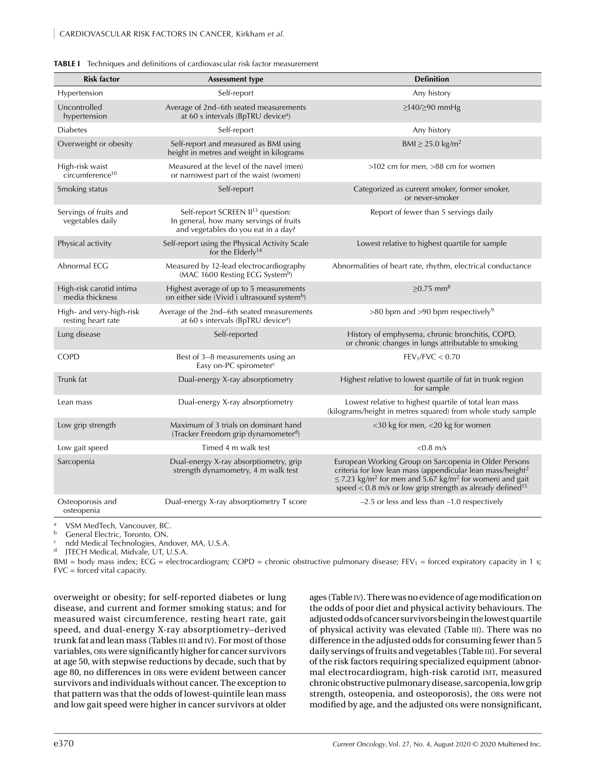**TABLE I** Techniques and definitions of cardiovascular risk factor measurement

| Risk factor | Assessment type | Definition |
|---|---|---|
| Hypertension | Self-report | Any history |
| Uncontrolled hypertension | Average of 2nd–6th seated measurements at 60 s intervals (BpTRU device[a]) | ≥140/≥90 mmHg |
| Diabetes | Self-report | Any history |
| Overweight or obesity | Self-report and measured as BMI using height in metres and weight in kilograms | BMI ≥ 25.0 kg/m$^2$ |
| High-risk waist circumference[10] | Measured at the level of the navel (men) or narrowest part of the waist (women) | >102 cm for men, >88 cm for women |
| Smoking status | Self-report | Categorized as current smoker, former smoker, or never-smoker |
| Servings of fruits and vegetables daily | Self-report SCREEN II[13] question: In general, how many servings of fruits and vegetables do you eat in a day? | Report of fewer than 5 servings daily |
| Physical activity | Self-report using the Physical Activity Scale for the Elderly[14] | Lowest relative to highest quartile for sample |
| Abnormal ECG | Measured by 12-lead electrocardiography (MAC 1600 Resting ECG System[b]) | Abnormalities of heart rate, rhythm, electrical conductance |
| High-risk carotid intima media thickness | Highest average of up to 5 measurements on either side (Vivid i ultrasound system[b]) | ≥0.75 mm[8] |
| High- and very-high-risk resting heart rate | Average of the 2nd–6th seated measurements at 60 s intervals (BpTRU device[a]) | >80 bpm and >90 bpm respectively[9] |
| Lung disease | Self-reported | History of emphysema, chronic bronchitis, COPD, or chronic changes in lungs attributable to smoking |
| COPD | Best of 3–8 measurements using an Easy on-PC spirometer[c] | $FEV_1/FVC < 0.70$ |
| Trunk fat | Dual-energy X-ray absorptiometry | Highest relative to lowest quartile of fat in trunk region for sample |
| Lean mass | Dual-energy X-ray absorptiometry | Lowest relative to highest quartile of total lean mass (kilograms/height in metres squared) from whole study sample |
| Low grip strength | Maximum of 3 trials on dominant hand (Tracker Freedom grip dynamometer[d]) | <30 kg for men, <20 kg for women |
| Low gait speed | Timed 4 m walk test | <0.8 m/s |
| Sarcopenia | Dual-energy X-ray absorptiometry, grip strength dynamometry, 4 m walk test | European Working Group on Sarcopenia in Older Persons criteria for low lean mass (appendicular lean mass/height$^2$ ≤ 7.23 kg/m$^2$ for men and 5.67 kg/m$^2$ for women) and gait speed < 0.8 m/s or low grip strength as already defined[15] |
| Osteoporosis and osteopenia | Dual-energy X-ray absorptiometry T score | –2.5 or less and less than –1.0 respectively |

[a] VSM MedTech, Vancouver, BC.
[b] General Electric, Toronto, ON.
[c] ndd Medical Technologies, Andover, MA, U.S.A.
[d] JTECH Medical, Midvale, UT, U.S.A.

BMI = body mass index; ECG = electrocardiogram; COPD = chronic obstructive pulmonary disease; $FEV_1$ = forced expiratory capacity in 1 s; FVC = forced vital capacity.

overweight or obesity; for self-reported diabetes or lung disease, and current and former smoking status; and for measured waist circumference, resting heart rate, gait speed, and dual-energy X-ray absorptiometry–derived trunk fat and lean mass (Tables III and IV). For most of those variables, ORs were significantly higher for cancer survivors at age 50, with stepwise reductions by decade, such that by age 80, no differences in ORs were evident between cancer survivors and individuals without cancer. The exception to that pattern was that the odds of lowest-quintile lean mass and low gait speed were higher in cancer survivors at older ages (Table IV). There was no evidence of age modification on the odds of poor diet and physical activity behaviours. The adjusted odds of cancer survivors being in the lowest quartile of physical activity was elevated (Table III). There was no difference in the adjusted odds for consuming fewer than 5 daily servings of fruits and vegetables (Table III). For several of the risk factors requiring specialized equipment (abnormal electrocardiogram, high-risk carotid IMT, measured chronic obstructive pulmonary disease, sarcopenia, low grip strength, osteopenia, and osteoporosis), the ORs were not modified by age, and the adjusted ORs were nonsignificant,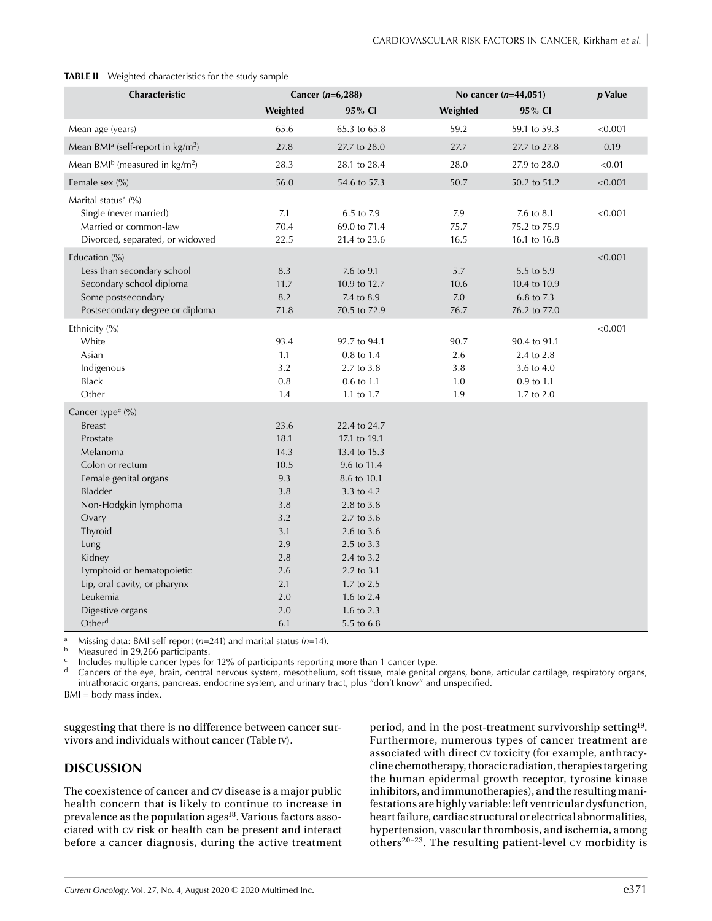**TABLE II** Weighted characteristics for the study sample

| Characteristic | Cancer (*n*=6,288) | | No cancer (*n*=44,051) | | *p* Value |
|---|---|---|---|---|---|
| | Weighted | 95% CI | Weighted | 95% CI | |
| Mean age (years) | 65.6 | 65.3 to 65.8 | 59.2 | 59.1 to 59.3 | <0.001 |
| Mean BMI[a] (self-report in kg/m$^2$) | 27.8 | 27.7 to 28.0 | 27.7 | 27.7 to 27.8 | 0.19 |
| Mean BMI[b] (measured in kg/m$^2$) | 28.3 | 28.1 to 28.4 | 28.0 | 27.9 to 28.0 | <0.01 |
| Female sex (%) | 56.0 | 54.6 to 57.3 | 50.7 | 50.2 to 51.2 | <0.001 |
| Marital status[a] (%) | | | | | |
| Single (never married) | 7.1 | 6.5 to 7.9 | 7.9 | 7.6 to 8.1 | <0.001 |
| Married or common-law | 70.4 | 69.0 to 71.4 | 75.7 | 75.2 to 75.9 | |
| Divorced, separated, or widowed | 22.5 | 21.4 to 23.6 | 16.5 | 16.1 to 16.8 | |
| Education (%) | | | | | <0.001 |
| Less than secondary school | 8.3 | 7.6 to 9.1 | 5.7 | 5.5 to 5.9 | |
| Secondary school diploma | 11.7 | 10.9 to 12.7 | 10.6 | 10.4 to 10.9 | |
| Some postsecondary | 8.2 | 7.4 to 8.9 | 7.0 | 6.8 to 7.3 | |
| Postsecondary degree or diploma | 71.8 | 70.5 to 72.9 | 76.7 | 76.2 to 77.0 | |
| Ethnicity (%) | | | | | <0.001 |
| White | 93.4 | 92.7 to 94.1 | 90.7 | 90.4 to 91.1 | |
| Asian | 1.1 | 0.8 to 1.4 | 2.6 | 2.4 to 2.8 | |
| Indigenous | 3.2 | 2.7 to 3.8 | 3.8 | 3.6 to 4.0 | |
| Black | 0.8 | 0.6 to 1.1 | 1.0 | 0.9 to 1.1 | |
| Other | 1.4 | 1.1 to 1.7 | 1.9 | 1.7 to 2.0 | |
| Cancer type[c] (%) | | | | | — |
| Breast | 23.6 | 22.4 to 24.7 | | | |
| Prostate | 18.1 | 17.1 to 19.1 | | | |
| Melanoma | 14.3 | 13.4 to 15.3 | | | |
| Colon or rectum | 10.5 | 9.6 to 11.4 | | | |
| Female genital organs | 9.3 | 8.6 to 10.1 | | | |
| Bladder | 3.8 | 3.3 to 4.2 | | | |
| Non-Hodgkin lymphoma | 3.8 | 2.8 to 3.8 | | | |
| Ovary | 3.2 | 2.7 to 3.6 | | | |
| Thyroid | 3.1 | 2.6 to 3.6 | | | |
| Lung | 2.9 | 2.5 to 3.3 | | | |
| Kidney | 2.8 | 2.4 to 3.2 | | | |
| Lymphoid or hematopoietic | 2.6 | 2.2 to 3.1 | | | |
| Lip, oral cavity, or pharynx | 2.1 | 1.7 to 2.5 | | | |
| Leukemia | 2.0 | 1.6 to 2.4 | | | |
| Digestive organs | 2.0 | 1.6 to 2.3 | | | |
| Other[d] | 6.1 | 5.5 to 6.8 | | | |

[a] Missing data: BMI self-report (*n*=241) and marital status (*n*=14).
[b] Measured in 29,266 participants.
[c] Includes multiple cancer types for 12% of participants reporting more than 1 cancer type.
[d] Cancers of the eye, brain, central nervous system, mesothelium, soft tissue, male genital organs, bone, articular cartilage, respiratory organs, intrathoracic organs, pancreas, endocrine system, and urinary tract, plus "don't know" and unspecified.
BMI = body mass index.

suggesting that there is no difference between cancer survivors and individuals without cancer (Table IV).

## DISCUSSION

The coexistence of cancer and CV disease is a major public health concern that is likely to continue to increase in prevalence as the population ages[18]. Various factors associated with CV risk or health can be present and interact before a cancer diagnosis, during the active treatment period, and in the post-treatment survivorship setting[19]. Furthermore, numerous types of cancer treatment are associated with direct CV toxicity (for example, anthracycline chemotherapy, thoracic radiation, therapies targeting the human epidermal growth receptor, tyrosine kinase inhibitors, and immunotherapies), and the resulting manifestations are highly variable: left ventricular dysfunction, heart failure, cardiac structural or electrical abnormalities, hypertension, vascular thrombosis, and ischemia, among others[20–23]. The resulting patient-level CV morbidity is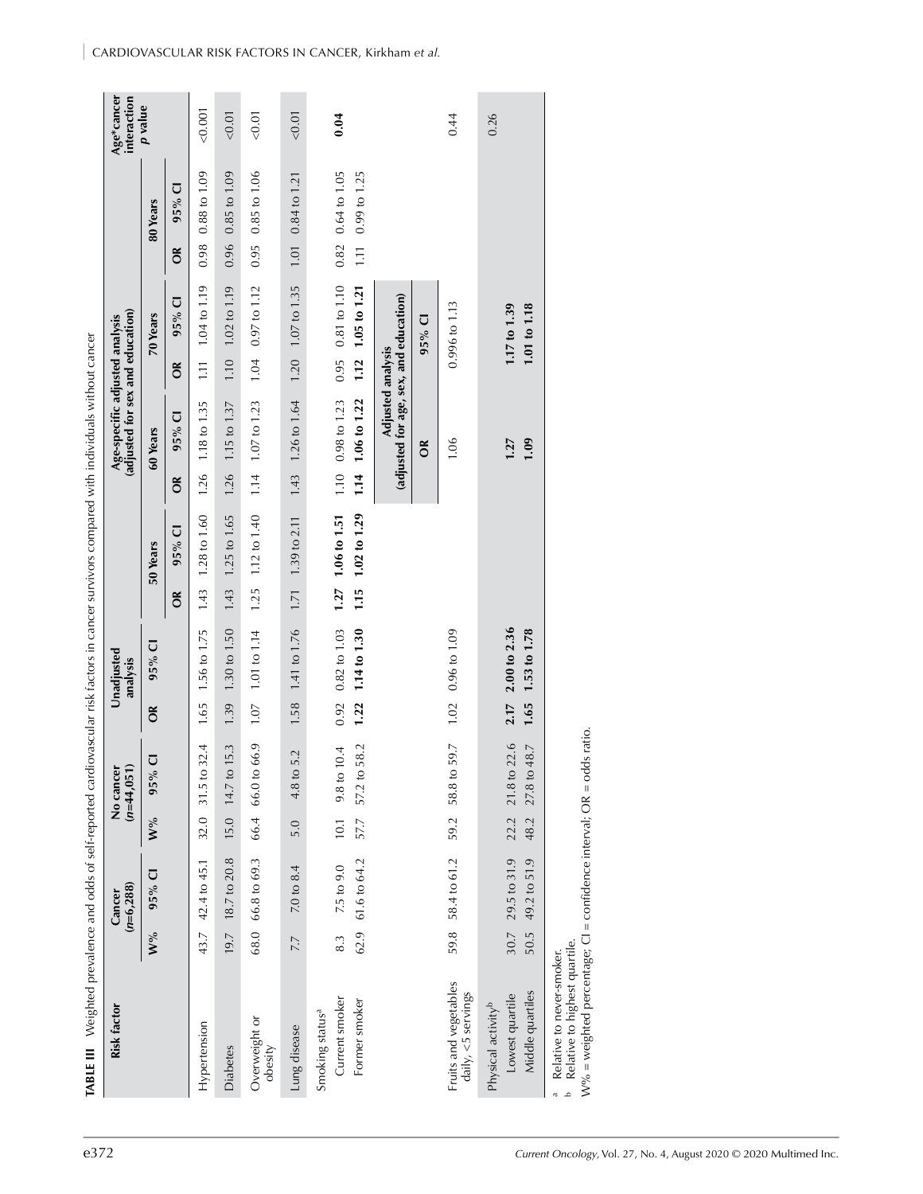**TABLE III** Weighted prevalence and odds of self-reported cardiovascular risk factors in cancer survivors compared with individuals without cancer

| Risk factor | Cancer (n=6,288) | | No cancer (n=44,051) | | Unadjusted analysis | | Age-specific adjusted analysis (adjusted for sex and education) | | | | | | | | Age*cancer interaction p value |
|---|---|---|---|---|---|---|---|---|---|---|---|---|---|---|---|
| | | | | | | | 50 Years | | 60 Years | | 70 Years | | 80 Years | | |
| | W% | 95% CI | W% | 95% CI | OR | 95% CI | OR | 95% CI | OR | 95% CI | OR | 95% CI | OR | 95% CI | |
| Hypertension | 43.7 | 42.4 to 45.1 | 32.0 | 31.5 to 32.4 | 1.65 | 1.56 to 1.75 | 1.43 | 1.28 to 1.60 | 1.26 | 1.18 to 1.35 | 1.11 | 1.04 to 1.19 | 0.98 | 0.88 to 1.09 | <0.001 |
| Diabetes | 19.7 | 18.7 to 20.8 | 15.0 | 14.7 to 15.3 | 1.39 | 1.30 to 1.50 | 1.43 | 1.25 to 1.65 | 1.26 | 1.15 to 1.37 | 1.10 | 1.02 to 1.19 | 0.96 | 0.85 to 1.09 | <0.01 |
| Overweight or obesity | 68.0 | 66.8 to 69.3 | 66.4 | 66.0 to 66.9 | 1.07 | 1.01 to 1.14 | 1.25 | 1.12 to 1.40 | 1.14 | 1.07 to 1.23 | 1.04 | 0.97 to 1.12 | 0.95 | 0.85 to 1.06 | <0.01 |
| Lung disease | 7.7 | 7.0 to 8.4 | 5.0 | 4.8 to 5.2 | 1.58 | 1.41 to 1.76 | 1.71 | 1.39 to 2.11 | 1.43 | 1.26 to 1.64 | 1.20 | 1.07 to 1.35 | 1.01 | 0.84 to 1.21 | <0.01 |
| Smoking status[a] | | | | | | | | | | | | | | | **0.04** |
| Current smoker | 8.3 | 7.5 to 9.0 | 10.1 | 9.8 to 10.4 | 0.92 | 0.82 to 1.03 | **1.27** | **1.06 to 1.51** | 1.10 | 0.98 to 1.23 | 0.95 | 0.81 to 1.10 | 0.82 | 0.64 to 1.05 | |
| Former smoker | 62.9 | 61.6 to 64.2 | 57.7 | 57.2 to 58.2 | **1.22** | **1.14 to 1.30** | **1.15** | **1.02 to 1.29** | **1.14** | **1.06 to 1.22** | **1.12** | **1.05 to 1.21** | 1.11 | 0.99 to 1.25 | |
| | | | | | | | | | **Adjusted analysis (adjusted for age, sex, and education)** | | | | | | |
| | | | | | | | | | **OR** | | **95% CI** | | | | |
| Fruits and vegetables daily, <5 servings | 59.8 | 58.4 to 61.2 | 59.2 | 58.8 to 59.7 | 1.02 | 0.96 to 1.09 | | | 1.06 | | 0.996 to 1.13 | | | | 0.44 |
| Physical activity[b] | | | | | | | | | | | | | | | 0.26 |
| Lowest quartile | 30.7 | 29.5 to 31.9 | 22.2 | 21.8 to 22.6 | **2.17** | **2.00 to 2.36** | | | **1.27** | | **1.17 to 1.39** | | | | |
| Middle quartiles | 50.5 | 49.2 to 51.9 | 48.2 | 47.8 to 48.7 | **1.65** | **1.53 to 1.78** | | | **1.09** | | **1.01 to 1.18** | | | | |

[a] Relative to never-smoker.
[b] Relative to highest quartile.
W% = weighted percentage; CI = confidence interval; OR = odds ratio.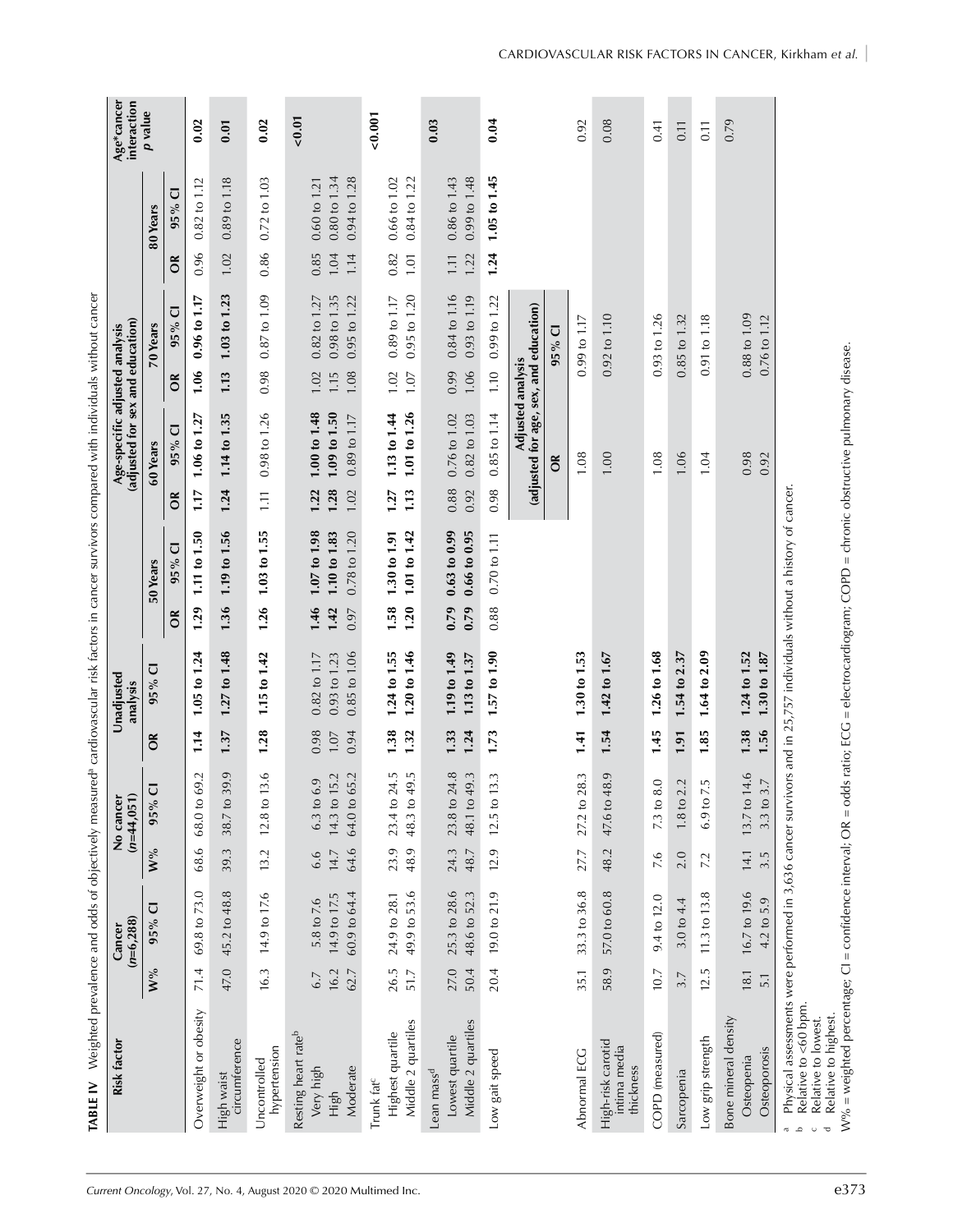**TABLE IV** Weighted prevalence and odds of objectively measured[a] cardiovascular risk factors in cancer survivors compared with individuals without cancer

| Risk factor | Cancer (n=6,288) | | No cancer (n=44,051) | | Unadjusted analysis | | Age-specific adjusted analysis (adjusted for sex and education) | | | | | | | | Age*cancer interaction p value |
|---|---|---|---|---|---|---|---|---|---|---|---|---|---|---|---|
| | | | | | | | 50 Years | | 60 Years | | 70 Years | | 80 Years | | |
| | W% | 95% CI | W% | 95% CI | OR | 95% CI | OR | 95% CI | OR | 95% CI | OR | 95% CI | OR | 95% CI | |
| Overweight or obesity | 71.4 | 69.8 to 73.0 | 68.6 | 68.0 to 69.2 | **1.14** | **1.05 to 1.24** | **1.29** | **1.11 to 1.50** | **1.17** | **1.06 to 1.27** | **1.06** | **0.96 to 1.17** | 0.96 | 0.82 to 1.12 | **0.02** |
| High waist circumference | 47.0 | 45.2 to 48.8 | 39.3 | 38.7 to 39.9 | **1.37** | **1.27 to 1.48** | **1.36** | **1.19 to 1.56** | **1.24** | **1.14 to 1.35** | **1.13** | **1.03 to 1.23** | 1.02 | 0.89 to 1.18 | **0.01** |
| Uncontrolled hypertension | 16.3 | 14.9 to 17.6 | 13.2 | 12.8 to 13.6 | **1.28** | **1.15 to 1.42** | **1.26** | **1.03 to 1.55** | 1.11 | 0.98 to 1.26 | 0.98 | 0.87 to 1.09 | 0.86 | 0.72 to 1.03 | **0.02** |
| Resting heart rate[b] | | | | | | | | | | | | | | | **<0.01** |
| Very high | 6.7 | 5.8 to 7.6 | 6.6 | 6.3 to 6.9 | 0.98 | 0.82 to 1.17 | **1.46** | **1.07 to 1.98** | **1.22** | **1.00 to 1.48** | 1.02 | 0.82 to 1.27 | 0.85 | 0.60 to 1.21 | |
| High | 16.2 | 14.9 to 17.5 | 14.7 | 14.3 to 15.2 | 1.07 | 0.93 to 1.23 | **1.42** | **1.10 to 1.83** | **1.28** | **1.09 to 1.50** | 1.15 | 0.98 to 1.35 | 1.04 | 0.80 to 1.34 | |
| Moderate | 62.7 | 60.9 to 64.4 | 64.6 | 64.0 to 65.2 | 0.94 | 0.85 to 1.06 | 0.97 | 0.78 to 1.20 | 1.02 | 0.89 to 1.17 | 1.08 | 0.95 to 1.22 | 1.14 | 0.94 to 1.28 | |
| Trunk fat[c] | | | | | | | | | | | | | | | **<0.001** |
| Highest quartile | 26.5 | 24.9 to 28.1 | 23.9 | 23.4 to 24.5 | **1.38** | **1.24 to 1.55** | **1.58** | **1.30 to 1.91** | **1.27** | **1.13 to 1.44** | 1.02 | 0.89 to 1.17 | 0.82 | 0.66 to 1.02 | |
| Middle 2 quartiles | 51.7 | 49.9 to 53.6 | 48.9 | 48.3 to 49.5 | **1.32** | **1.20 to 1.46** | **1.20** | **1.01 to 1.42** | **1.13** | **1.01 to 1.26** | 1.07 | 0.95 to 1.20 | 1.01 | 0.84 to 1.22 | |
| Lean mass[d] | | | | | | | | | | | | | | | **0.03** |
| Lowest quartile | 27.0 | 25.3 to 28.6 | 24.3 | 23.8 to 24.8 | **1.33** | **1.19 to 1.49** | **0.79** | **0.63 to 0.99** | 0.88 | 0.76 to 1.02 | 0.99 | 0.84 to 1.16 | 1.11 | 0.86 to 1.43 | |
| Middle 2 quartiles | 50.4 | 48.6 to 52.3 | 48.7 | 48.1 to 49.3 | **1.24** | **1.13 to 1.37** | **0.79** | **0.66 to 0.95** | 0.92 | 0.82 to 1.03 | 1.06 | 0.93 to 1.19 | 1.22 | 0.99 to 1.48 | |
| Low gait speed | 20.4 | 19.0 to 21.9 | 12.9 | 12.5 to 13.3 | **1.73** | **1.57 to 1.90** | 0.88 | 0.70 to 1.11 | 0.98 | 0.85 to 1.14 | 1.10 | 0.99 to 1.22 | **1.24** | **1.05 to 1.45** | **0.04** |
| | | | | | | | | | Adjusted analysis (adjusted for age, sex, and education) | | | | | | |
| | | | | | | | | | OR | | 95% CI | | | | |
| Abnormal ECG | 35.1 | 33.3 to 36.8 | 27.7 | 27.2 to 28.3 | **1.41** | **1.30 to 1.53** | | | 1.08 | | 0.99 to 1.17 | | | | 0.92 |
| High-risk carotid intima media thickness | 58.9 | 57.0 to 60.8 | 48.2 | 47.6 to 48.9 | **1.54** | **1.42 to 1.67** | | | 1.00 | | 0.92 to 1.10 | | | | 0.08 |
| COPD (measured) | 10.7 | 9.4 to 12.0 | 7.6 | 7.3 to 8.0 | **1.45** | **1.26 to 1.68** | | | 1.08 | | 0.93 to 1.26 | | | | 0.41 |
| Sarcopenia | 3.7 | 3.0 to 4.4 | 2.0 | 1.8 to 2.2 | **1.91** | **1.54 to 2.37** | | | 1.06 | | 0.85 to 1.32 | | | | 0.11 |
| Low grip strength | 12.5 | 11.3 to 13.8 | 7.2 | 6.9 to 7.5 | **1.85** | **1.64 to 2.09** | | | 1.04 | | 0.91 to 1.18 | | | | 0.11 |
| Bone mineral density | | | | | | | | | | | | | | | 0.79 |
| Osteopenia | 18.1 | 16.7 to 19.6 | 14.1 | 13.7 to 14.6 | **1.38** | **1.24 to 1.52** | | | 0.98 | | 0.88 to 1.09 | | | | |
| Osteoporosis | 5.1 | 4.2 to 5.9 | 3.5 | 3.3 to 3.7 | **1.56** | **1.30 to 1.87** | | | 0.92 | | 0.76 to 1.12 | | | | |

[a] Physical assessments were performed in 3,636 cancer survivors and in 25,757 individuals without a history of cancer.
[b] Relative to <60 bpm.
[c] Relative to lowest.
[d] Relative to highest.

W% = weighted percentage; CI = confidence interval; OR = odds ratio; ECG = electrocardiogram; COPD = chronic obstructive pulmonary disease.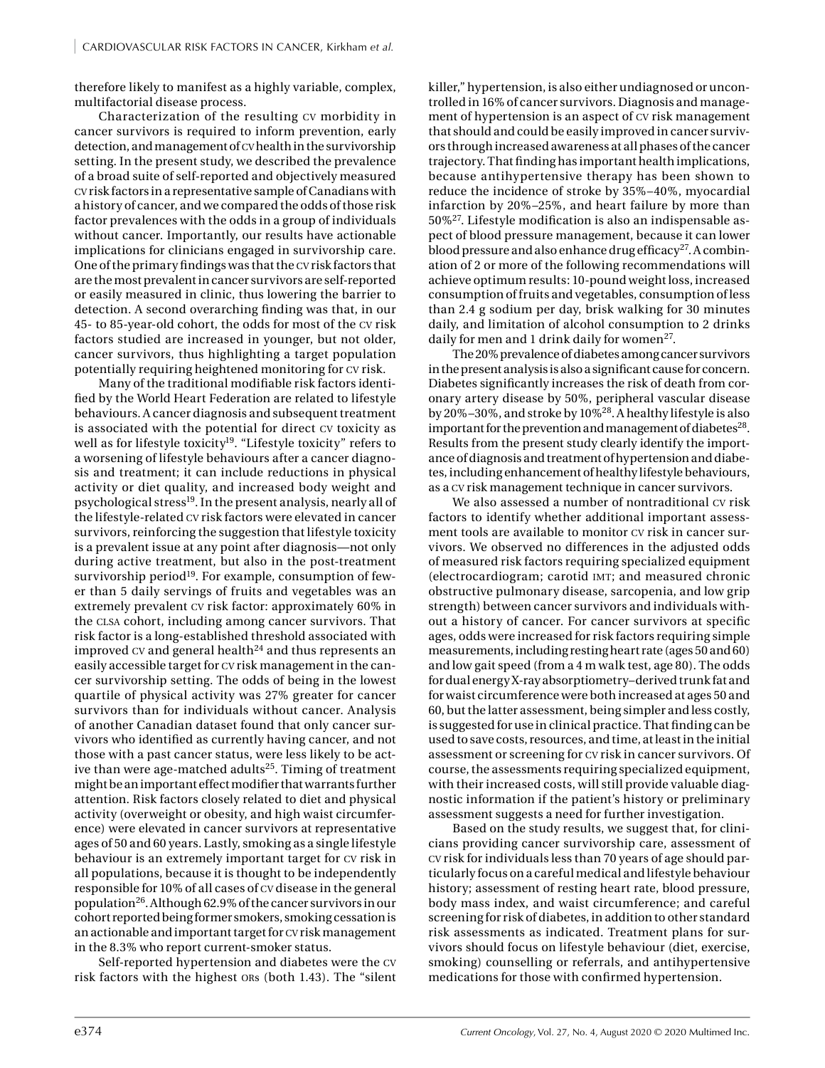therefore likely to manifest as a highly variable, complex, multifactorial disease process.

Characterization of the resulting CV morbidity in cancer survivors is required to inform prevention, early detection, and management of CV health in the survivorship setting. In the present study, we described the prevalence of a broad suite of self-reported and objectively measured CV risk factors in a representative sample of Canadians with a history of cancer, and we compared the odds of those risk factor prevalences with the odds in a group of individuals without cancer. Importantly, our results have actionable implications for clinicians engaged in survivorship care. One of the primary findings was that the CV risk factors that are the most prevalent in cancer survivors are self-reported or easily measured in clinic, thus lowering the barrier to detection. A second overarching finding was that, in our 45- to 85-year-old cohort, the odds for most of the CV risk factors studied are increased in younger, but not older, cancer survivors, thus highlighting a target population potentially requiring heightened monitoring for CV risk.

Many of the traditional modifiable risk factors identified by the World Heart Federation are related to lifestyle behaviours. A cancer diagnosis and subsequent treatment is associated with the potential for direct CV toxicity as well as for lifestyle toxicity[19]. "Lifestyle toxicity" refers to a worsening of lifestyle behaviours after a cancer diagnosis and treatment; it can include reductions in physical activity or diet quality, and increased body weight and psychological stress[19]. In the present analysis, nearly all of the lifestyle-related CV risk factors were elevated in cancer survivors, reinforcing the suggestion that lifestyle toxicity is a prevalent issue at any point after diagnosis—not only during active treatment, but also in the post-treatment survivorship period[19]. For example, consumption of fewer than 5 daily servings of fruits and vegetables was an extremely prevalent CV risk factor: approximately 60% in the CLSA cohort, including among cancer survivors. That risk factor is a long-established threshold associated with improved CV and general health[24] and thus represents an easily accessible target for CV risk management in the cancer survivorship setting. The odds of being in the lowest quartile of physical activity was 27% greater for cancer survivors than for individuals without cancer. Analysis of another Canadian dataset found that only cancer survivors who identified as currently having cancer, and not those with a past cancer status, were less likely to be active than were age-matched adults[25]. Timing of treatment might be an important effect modifier that warrants further attention. Risk factors closely related to diet and physical activity (overweight or obesity, and high waist circumference) were elevated in cancer survivors at representative ages of 50 and 60 years. Lastly, smoking as a single lifestyle behaviour is an extremely important target for CV risk in all populations, because it is thought to be independently responsible for 10% of all cases of CV disease in the general population[26]. Although 62.9% of the cancer survivors in our cohort reported being former smokers, smoking cessation is an actionable and important target for CV risk management in the 8.3% who report current-smoker status.

Self-reported hypertension and diabetes were the CV risk factors with the highest ORs (both 1.43). The "silent killer," hypertension, is also either undiagnosed or uncontrolled in 16% of cancer survivors. Diagnosis and management of hypertension is an aspect of CV risk management that should and could be easily improved in cancer survivors through increased awareness at all phases of the cancer trajectory. That finding has important health implications, because antihypertensive therapy has been shown to reduce the incidence of stroke by 35%–40%, myocardial infarction by 20%–25%, and heart failure by more than 50%[27]. Lifestyle modification is also an indispensable aspect of blood pressure management, because it can lower blood pressure and also enhance drug efficacy[27]. A combination of 2 or more of the following recommendations will achieve optimum results: 10-pound weight loss, increased consumption of fruits and vegetables, consumption of less than 2.4 g sodium per day, brisk walking for 30 minutes daily, and limitation of alcohol consumption to 2 drinks daily for men and 1 drink daily for women[27].

The 20% prevalence of diabetes among cancer survivors in the present analysis is also a significant cause for concern. Diabetes significantly increases the risk of death from coronary artery disease by 50%, peripheral vascular disease by 20%–30%, and stroke by 10%[28]. A healthy lifestyle is also important for the prevention and management of diabetes[28]. Results from the present study clearly identify the importance of diagnosis and treatment of hypertension and diabetes, including enhancement of healthy lifestyle behaviours, as a CV risk management technique in cancer survivors.

We also assessed a number of nontraditional CV risk factors to identify whether additional important assessment tools are available to monitor CV risk in cancer survivors. We observed no differences in the adjusted odds of measured risk factors requiring specialized equipment (electrocardiogram; carotid IMT; and measured chronic obstructive pulmonary disease, sarcopenia, and low grip strength) between cancer survivors and individuals without a history of cancer. For cancer survivors at specific ages, odds were increased for risk factors requiring simple measurements, including resting heart rate (ages 50 and 60) and low gait speed (from a 4 m walk test, age 80). The odds for dual energy X-ray absorptiometry–derived trunk fat and for waist circumference were both increased at ages 50 and 60, but the latter assessment, being simpler and less costly, is suggested for use in clinical practice. That finding can be used to save costs, resources, and time, at least in the initial assessment or screening for CV risk in cancer survivors. Of course, the assessments requiring specialized equipment, with their increased costs, will still provide valuable diagnostic information if the patient's history or preliminary assessment suggests a need for further investigation.

Based on the study results, we suggest that, for clinicians providing cancer survivorship care, assessment of CV risk for individuals less than 70 years of age should particularly focus on a careful medical and lifestyle behaviour history; assessment of resting heart rate, blood pressure, body mass index, and waist circumference; and careful screening for risk of diabetes, in addition to other standard risk assessments as indicated. Treatment plans for survivors should focus on lifestyle behaviour (diet, exercise, smoking) counselling or referrals, and antihypertensive medications for those with confirmed hypertension.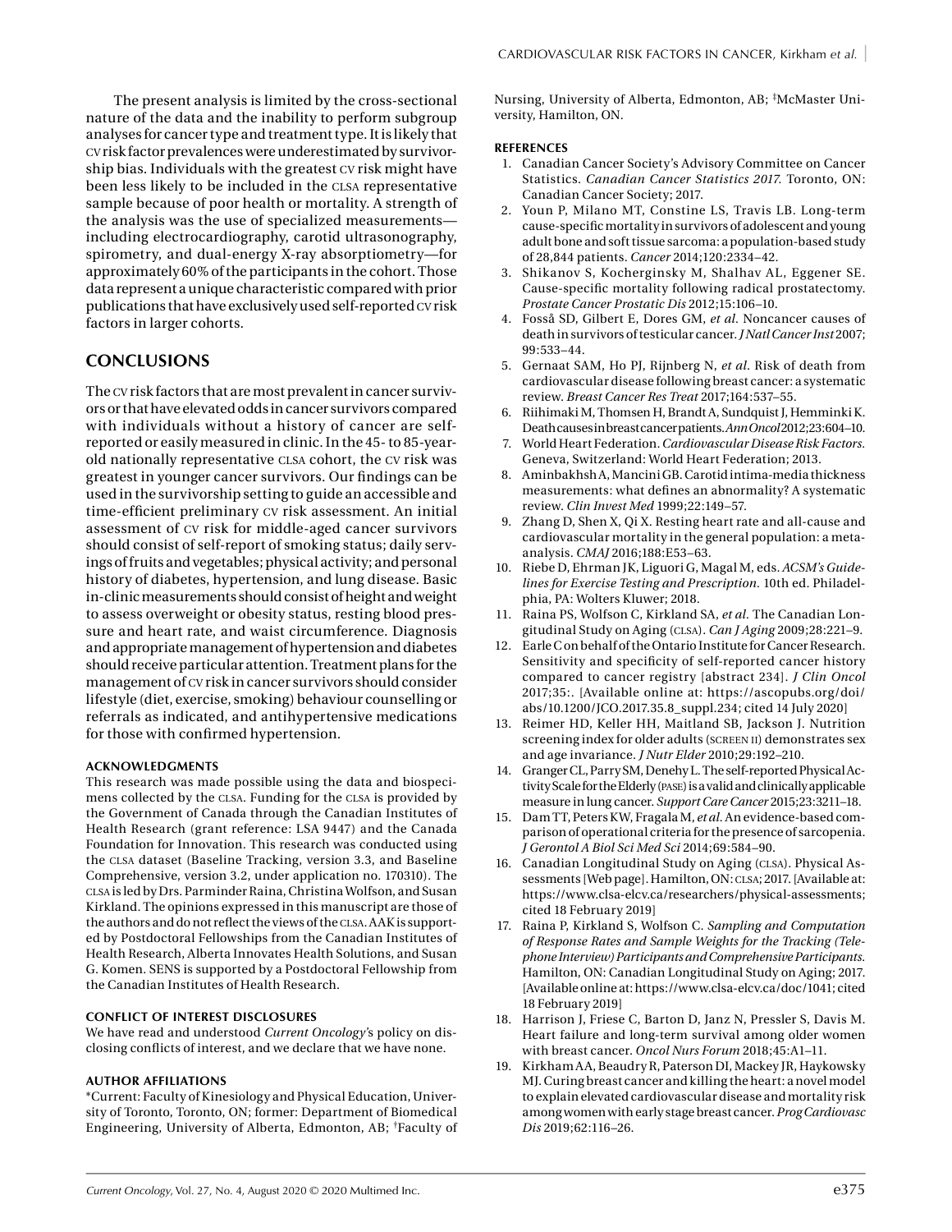The present analysis is limited by the cross-sectional nature of the data and the inability to perform subgroup analyses for cancer type and treatment type. It is likely that CV risk factor prevalences were underestimated by survivorship bias. Individuals with the greatest CV risk might have been less likely to be included in the CLSA representative sample because of poor health or mortality. A strength of the analysis was the use of specialized measurements—including electrocardiography, carotid ultrasonography, spirometry, and dual-energy X-ray absorptiometry—for approximately 60% of the participants in the cohort. Those data represent a unique characteristic compared with prior publications that have exclusively used self-reported CV risk factors in larger cohorts.

## CONCLUSIONS

The CV risk factors that are most prevalent in cancer survivors or that have elevated odds in cancer survivors compared with individuals without a history of cancer are self-reported or easily measured in clinic. In the 45- to 85-year-old nationally representative CLSA cohort, the CV risk was greatest in younger cancer survivors. Our findings can be used in the survivorship setting to guide an accessible and time-efficient preliminary CV risk assessment. An initial assessment of CV risk for middle-aged cancer survivors should consist of self-report of smoking status; daily servings of fruits and vegetables; physical activity; and personal history of diabetes, hypertension, and lung disease. Basic in-clinic measurements should consist of height and weight to assess overweight or obesity status, resting blood pressure and heart rate, and waist circumference. Diagnosis and appropriate management of hypertension and diabetes should receive particular attention. Treatment plans for the management of CV risk in cancer survivors should consider lifestyle (diet, exercise, smoking) behaviour counselling or referrals as indicated, and antihypertensive medications for those with confirmed hypertension.

### ACKNOWLEDGMENTS

This research was made possible using the data and biospecimens collected by the CLSA. Funding for the CLSA is provided by the Government of Canada through the Canadian Institutes of Health Research (grant reference: LSA 9447) and the Canada Foundation for Innovation. This research was conducted using the CLSA dataset (Baseline Tracking, version 3.3, and Baseline Comprehensive, version 3.2, under application no. 170310). The CLSA is led by Drs. Parminder Raina, Christina Wolfson, and Susan Kirkland. The opinions expressed in this manuscript are those of the authors and do not reflect the views of the CLSA. AAK is supported by Postdoctoral Fellowships from the Canadian Institutes of Health Research, Alberta Innovates Health Solutions, and Susan G. Komen. SENS is supported by a Postdoctoral Fellowship from the Canadian Institutes of Health Research.

### CONFLICT OF INTEREST DISCLOSURES

We have read and understood *Current Oncology*'s policy on disclosing conflicts of interest, and we declare that we have none.

### AUTHOR AFFILIATIONS

*Current: Faculty of Kinesiology and Physical Education, University of Toronto, Toronto, ON; former: Department of Biomedical Engineering, University of Alberta, Edmonton, AB; †Faculty of Nursing, University of Alberta, Edmonton, AB; ‡McMaster University, Hamilton, ON.

### REFERENCES

1. Canadian Cancer Society's Advisory Committee on Cancer Statistics. *Canadian Cancer Statistics 2017.* Toronto, ON: Canadian Cancer Society; 2017.
2. Youn P, Milano MT, Constine LS, Travis LB. Long-term cause-specific mortality in survivors of adolescent and young adult bone and soft tissue sarcoma: a population-based study of 28,844 patients. *Cancer* 2014;120:2334–42.
3. Shikanov S, Kocherginsky M, Shalhav AL, Eggener SE. Cause-specific mortality following radical prostatectomy. *Prostate Cancer Prostatic Dis* 2012;15:106–10.
4. Fosså SD, Gilbert E, Dores GM, *et al.* Noncancer causes of death in survivors of testicular cancer. *J Natl Cancer Inst* 2007; 99:533–44.
5. Gernaat SAM, Ho PJ, Rijnberg N, *et al.* Risk of death from cardiovascular disease following breast cancer: a systematic review. *Breast Cancer Res Treat* 2017;164:537–55.
6. Riihimaki M, Thomsen H, Brandt A, Sundquist J, Hemminki K. Death causes in breast cancer patients. *Ann Oncol* 2012;23:604–10.
7. World Heart Federation. *Cardiovascular Disease Risk Factors.* Geneva, Switzerland: World Heart Federation; 2013.
8. Aminbakhsh A, Mancini GB. Carotid intima-media thickness measurements: what defines an abnormality? A systematic review. *Clin Invest Med* 1999;22:149–57.
9. Zhang D, Shen X, Qi X. Resting heart rate and all-cause and cardiovascular mortality in the general population: a meta-analysis. *CMAJ* 2016;188:E53–63.
10. Riebe D, Ehrman JK, Liguori G, Magal M, eds. *ACSM's Guidelines for Exercise Testing and Prescription.* 10th ed. Philadelphia, PA: Wolters Kluwer; 2018.
11. Raina PS, Wolfson C, Kirkland SA, *et al.* The Canadian Longitudinal Study on Aging (CLSA). *Can J Aging* 2009;28:221–9.
12. Earle C on behalf of the Ontario Institute for Cancer Research. Sensitivity and specificity of self-reported cancer history compared to cancer registry [abstract 234]. *J Clin Oncol* 2017;35:. [Available online at: https://ascopubs.org/doi/abs/10.1200/JCO.2017.35.8_suppl.234; cited 14 July 2020]
13. Reimer HD, Keller HH, Maitland SB, Jackson J. Nutrition screening index for older adults (SCREEN II) demonstrates sex and age invariance. *J Nutr Elder* 2010;29:192–210.
14. Granger CL, Parry SM, Denehy L. The self-reported Physical Activity Scale for the Elderly (PASE) is a valid and clinically applicable measure in lung cancer. *Support Care Cancer* 2015;23:3211–18.
15. Dam TT, Peters KW, Fragala M, *et al.* An evidence-based comparison of operational criteria for the presence of sarcopenia. *J Gerontol A Biol Sci Med Sci* 2014;69:584–90.
16. Canadian Longitudinal Study on Aging (CLSA). Physical Assessments [Web page]. Hamilton, ON: CLSA; 2017. [Available at: https://www.clsa-elcv.ca/researchers/physical-assessments; cited 18 February 2019]
17. Raina P, Kirkland S, Wolfson C. *Sampling and Computation of Response Rates and Sample Weights for the Tracking (Telephone Interview) Participants and Comprehensive Participants.* Hamilton, ON: Canadian Longitudinal Study on Aging; 2017. [Available online at: https://www.clsa-elcv.ca/doc/1041; cited 18 February 2019]
18. Harrison J, Friese C, Barton D, Janz N, Pressler S, Davis M. Heart failure and long-term survival among older women with breast cancer. *Oncol Nurs Forum* 2018;45:A1–11.
19. Kirkham AA, Beaudry R, Paterson DI, Mackey JR, Haykowsky MJ. Curing breast cancer and killing the heart: a novel model to explain elevated cardiovascular disease and mortality risk among women with early stage breast cancer. *Prog Cardiovasc Dis* 2019;62:116–26.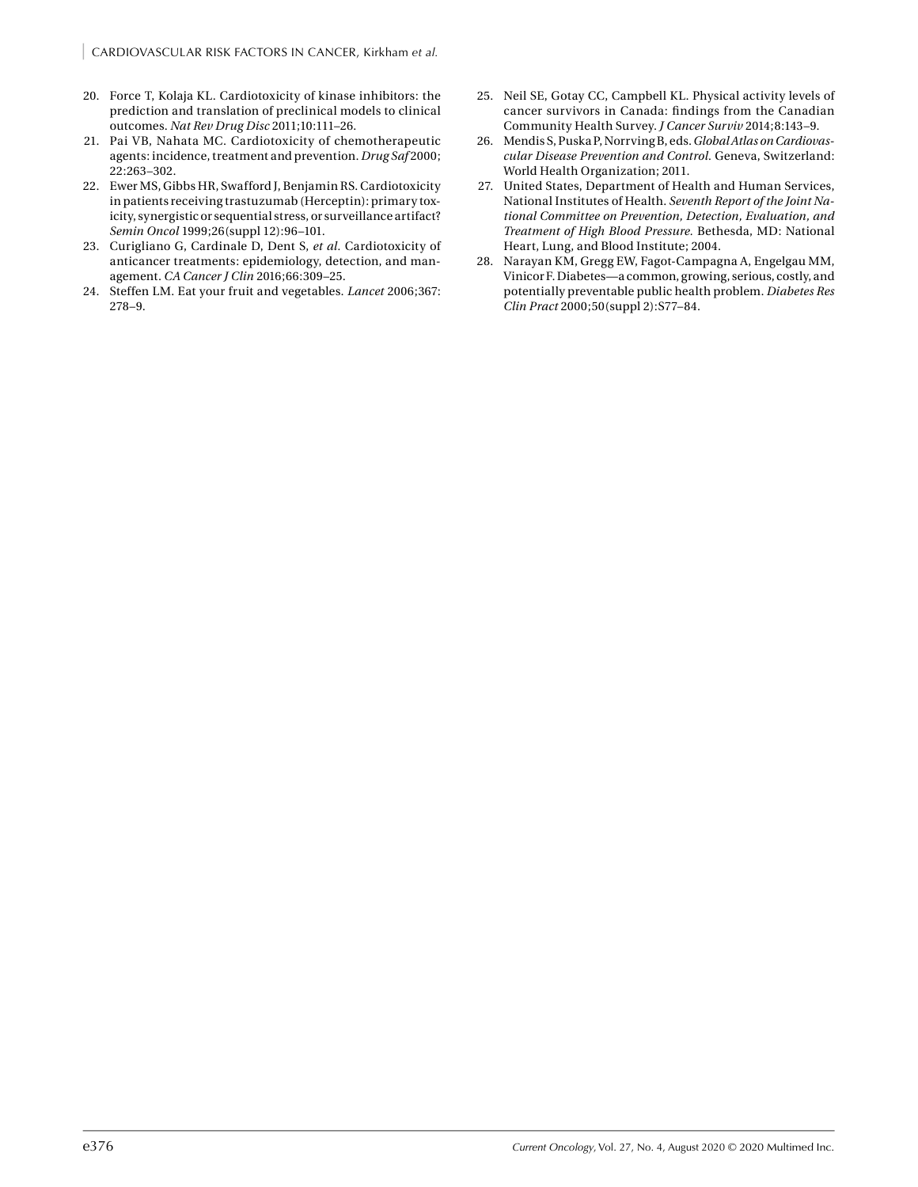20. Force T, Kolaja KL. Cardiotoxicity of kinase inhibitors: the prediction and translation of preclinical models to clinical outcomes. *Nat Rev Drug Disc* 2011;10:111–26.
21. Pai VB, Nahata MC. Cardiotoxicity of chemotherapeutic agents: incidence, treatment and prevention. *Drug Saf* 2000; 22:263–302.
22. Ewer MS, Gibbs HR, Swafford J, Benjamin RS. Cardiotoxicity in patients receiving trastuzumab (Herceptin): primary toxicity, synergistic or sequential stress, or surveillance artifact? *Semin Oncol* 1999;26(suppl 12):96–101.
23. Curigliano G, Cardinale D, Dent S, *et al.* Cardiotoxicity of anticancer treatments: epidemiology, detection, and management. *CA Cancer J Clin* 2016;66:309–25.
24. Steffen LM. Eat your fruit and vegetables. *Lancet* 2006;367: 278–9.
25. Neil SE, Gotay CC, Campbell KL. Physical activity levels of cancer survivors in Canada: findings from the Canadian Community Health Survey. *J Cancer Surviv* 2014;8:143–9.
26. Mendis S, Puska P, Norrving B, eds. *Global Atlas on Cardiovascular Disease Prevention and Control.* Geneva, Switzerland: World Health Organization; 2011.
27. United States, Department of Health and Human Services, National Institutes of Health. *Seventh Report of the Joint National Committee on Prevention, Detection, Evaluation, and Treatment of High Blood Pressure.* Bethesda, MD: National Heart, Lung, and Blood Institute; 2004.
28. Narayan KM, Gregg EW, Fagot-Campagna A, Engelgau MM, Vinicor F. Diabetes—a common, growing, serious, costly, and potentially preventable public health problem. *Diabetes Res Clin Pract* 2000;50(suppl 2):S77–84.